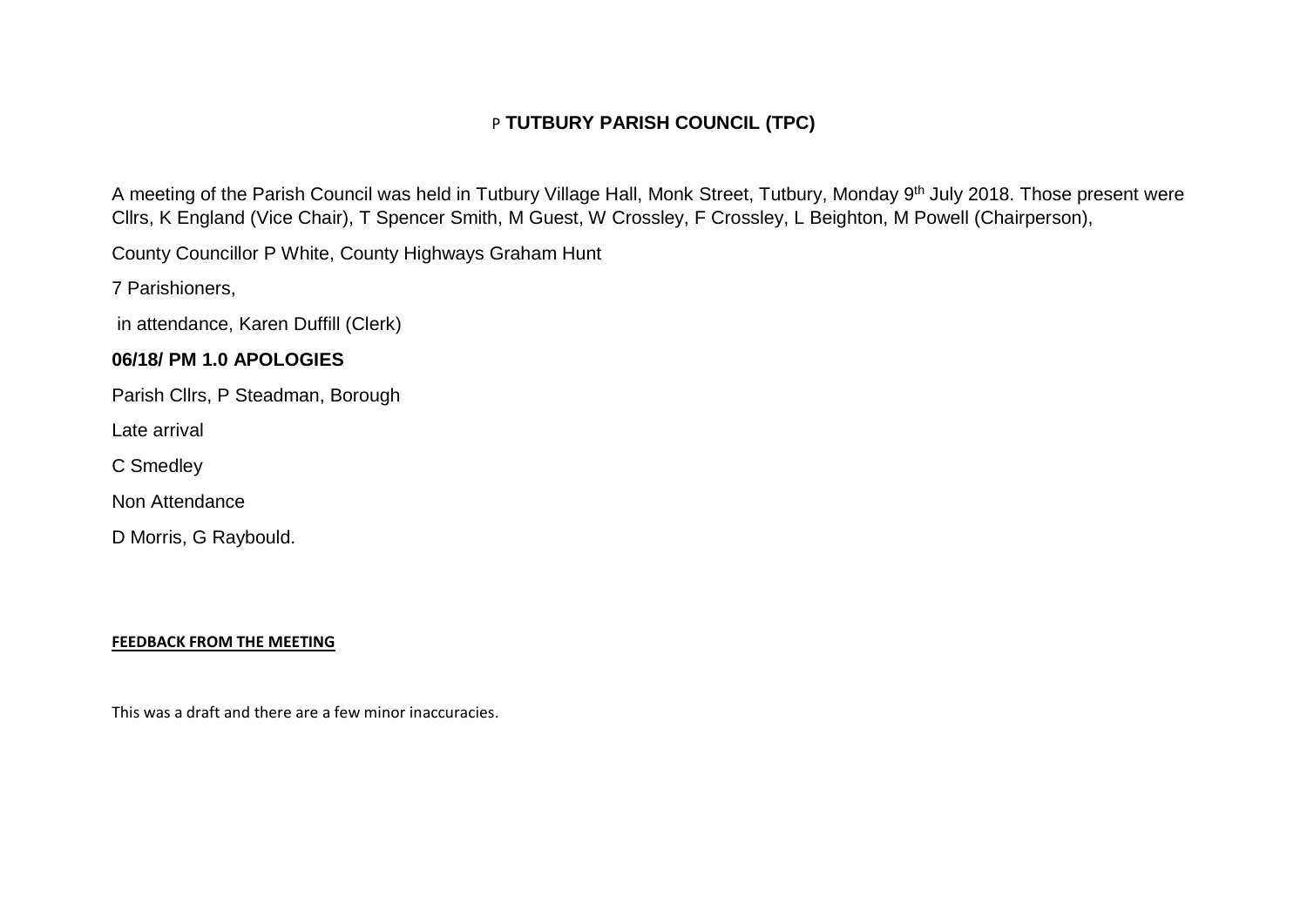# P **TUTBURY PARISH COUNCIL (TPC)**

A meeting of the Parish Council was held in Tutbury Village Hall, Monk Street, Tutbury, Monday 9th July 2018. Those present were Cllrs, K England (Vice Chair), T Spencer Smith, M Guest, W Crossley, F Crossley, L Beighton, M Powell (Chairperson),

County Councillor P White, County Highways Graham Hunt

7 Parishioners,

in attendance, Karen Duffill (Clerk)

## 06/18/ PM 1.0 APOLOGIES

Parish Cllrs, P Steadman, Borough

Late arrival

C Smedley

Non Attendance

D Morris, G Raybould.

**FEEDBACK FROM THE MEETING**

This was a draft and there are a few minor inaccuracies.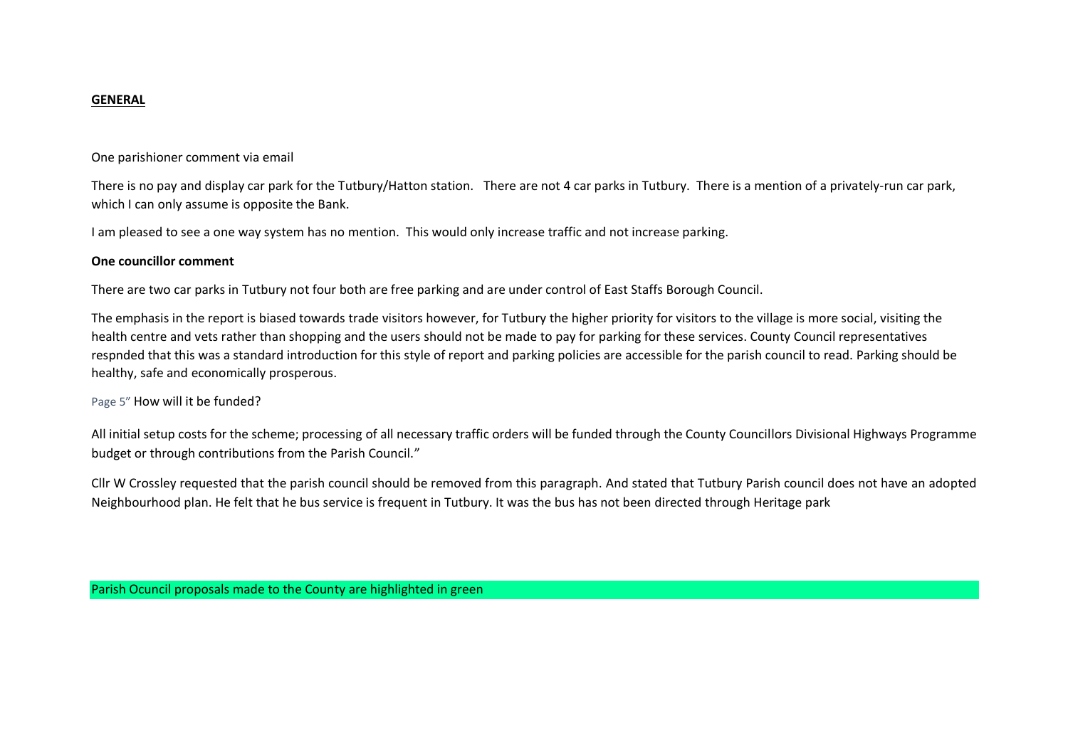**GENERAL**

One parishioner comment via email

There is no pay and display car park for the Tutbury/Hatton station. There are not 4 car parks in Tutbury. There is a mention of a privately-run car park, which I can only assume is opposite the Bank.

I am pleased to see a one way system has no mention. This would only increase traffic and not increase parking.

**One councillor comment**

There are two car parks in Tutbury not four both are free parking and are under control of East Staffs Borough Council.

The emphasis in the report is biased towards trade visitors however, for Tutbury the higher priority for visitors to the village is more social, visiting the health centre and vets rather than shopping and the users should not be made to pay for parking for these services. County Council representatives respnded that this was a standard introduction for this style of report and parking policies are accessible for the parish council to read. Parking should be healthy, safe and economically prosperous.

Page 5" How will it be funded?

All initial setup costs for the scheme; processing of all necessary traffic orders will be funded through the County Councillors Divisional Highways Programme budget or through contributions from the Parish Council."

Cllr W Crossley requested that the parish council should be removed from this paragraph. And stated that Tutbury Parish council does not have an adopted Neighbourhood plan. He felt that he bus service is frequent in Tutbury. It was the bus has not been directed through Heritage park

Parish Ocuncil proposals made to the County are highlighted in green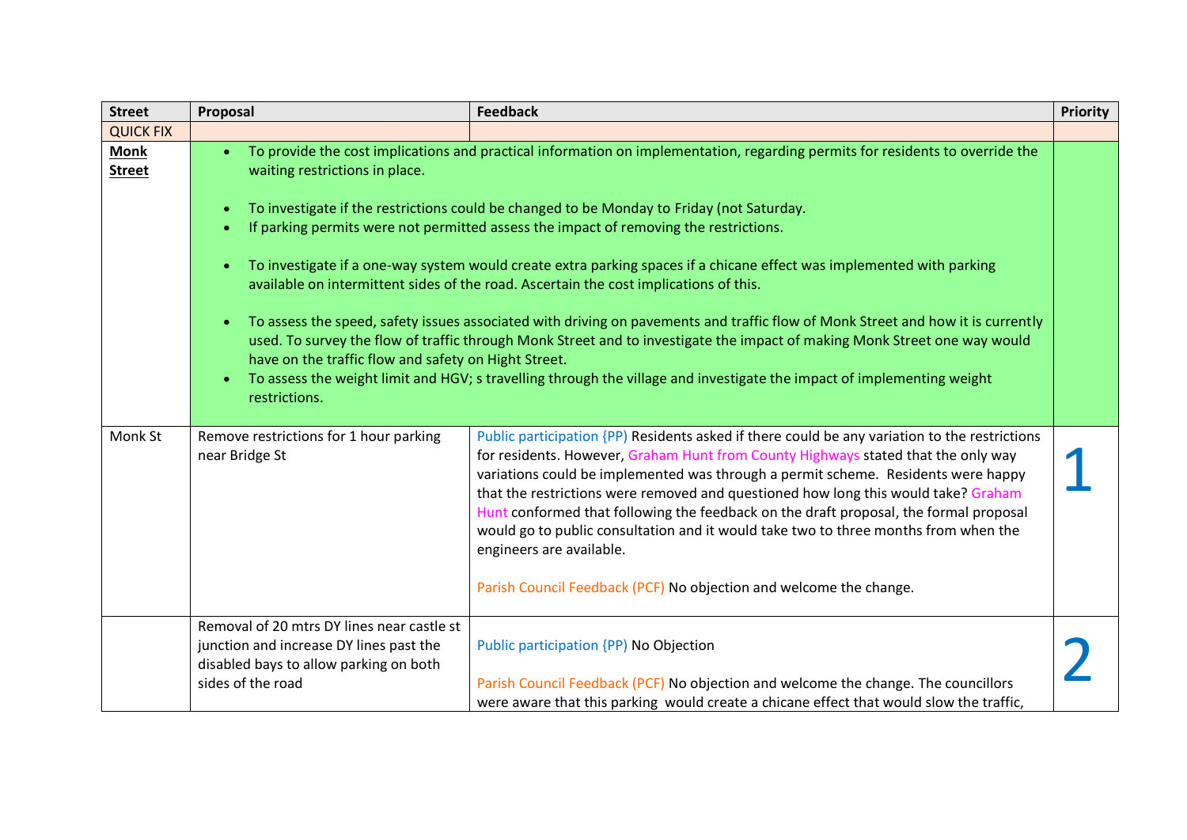| Street | Proposal | Feedback | Priority |
|---|---|---|---|
| QUICK FIX | | | |
| **Monk Street** | • To provide the cost implications and practical information on implementation, regarding permits for residents to override the waiting restrictions in place.<br><br>• To investigate if the restrictions could be changed to be Monday to Friday (not Saturday.<br>• If parking permits were not permitted assess the impact of removing the restrictions.<br><br>• To investigate if a one-way system would create extra parking spaces if a chicane effect was implemented with parking available on intermittent sides of the road. Ascertain the cost implications of this.<br><br>• To assess the speed, safety issues associated with driving on pavements and traffic flow of Monk Street and how it is currently used. To survey the flow of traffic through Monk Street and to investigate the impact of making Monk Street one way would have on the traffic flow and safety on Hight Street.<br>• To assess the weight limit and HGV; s travelling through the village and investigate the impact of implementing weight restrictions. | | |
| Monk St | Remove restrictions for 1 hour parking near Bridge St | Public participation {PP) Residents asked if there could be any variation to the restrictions for residents. However, Graham Hunt from County Highways stated that the only way variations could be implemented was through a permit scheme. Residents were happy that the restrictions were removed and questioned how long this would take? Graham Hunt conformed that following the feedback on the draft proposal, the formal proposal would go to public consultation and it would take two to three months from when the engineers are available.<br><br>Parish Council Feedback (PCF) No objection and welcome the change. | 1 |
| | Removal of 20 mtrs DY lines near castle st junction and increase DY lines past the disabled bays to allow parking on both sides of the road | Public participation {PP) No Objection<br><br>Parish Council Feedback (PCF) No objection and welcome the change. The councillors were aware that this parking would create a chicane effect that would slow the traffic, | 2 |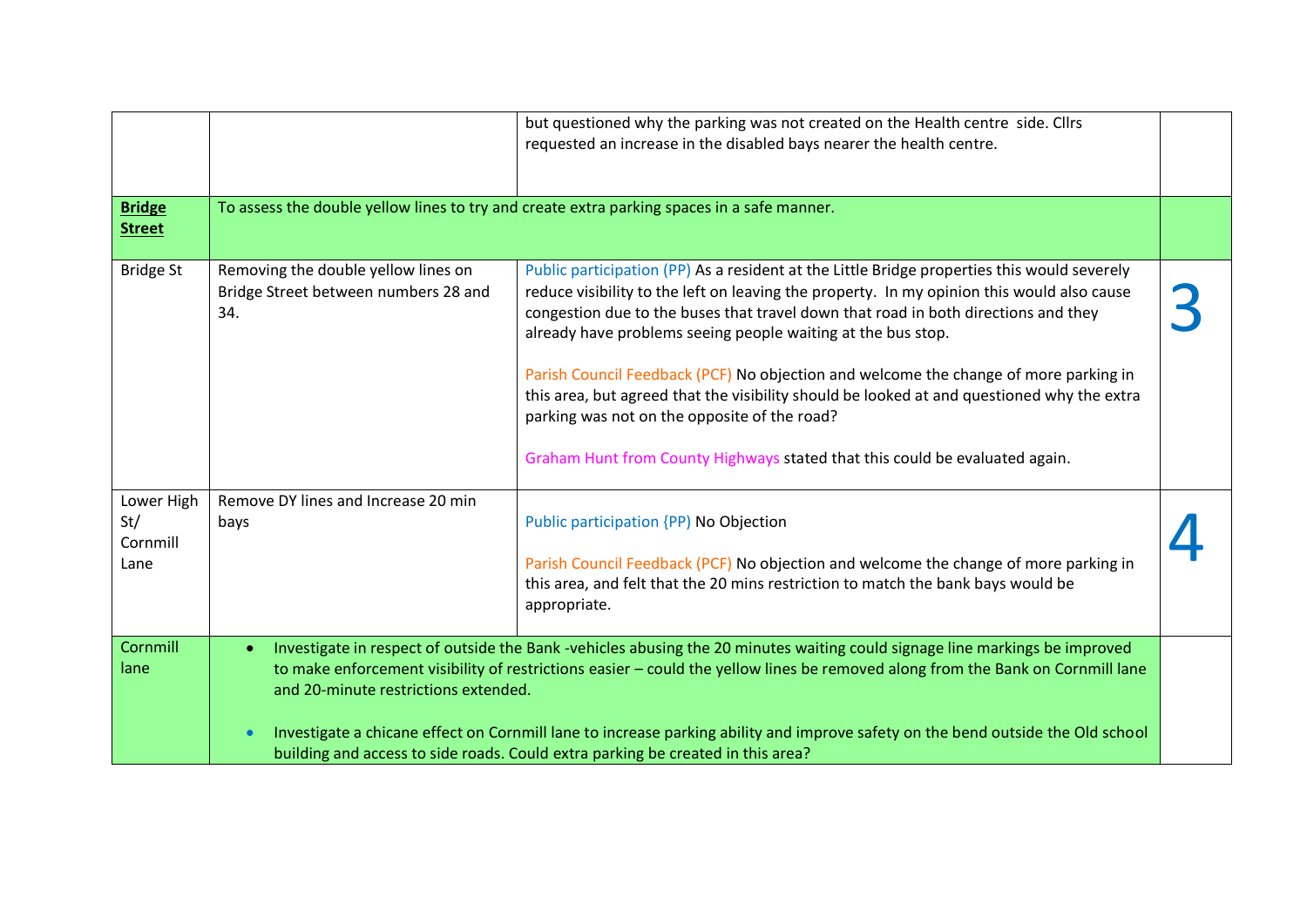| | | | |
|---|---|---|---|
| | | but questioned why the parking was not created on the Health centre side. Cllrs requested an increase in the disabled bays nearer the health centre. | |
| **Bridge Street** | To assess the double yellow lines to try and create extra parking spaces in a safe manner. | | |
| Bridge St | Removing the double yellow lines on Bridge Street between numbers 28 and 34. | Public participation (PP) As a resident at the Little Bridge properties this would severely reduce visibility to the left on leaving the property. In my opinion this would also cause congestion due to the buses that travel down that road in both directions and they already have problems seeing people waiting at the bus stop.<br><br>Parish Council Feedback (PCF) No objection and welcome the change of more parking in this area, but agreed that the visibility should be looked at and questioned why the extra parking was not on the opposite of the road?<br><br>Graham Hunt from County Highways stated that this could be evaluated again. | 3 |
| Lower High St/ Cornmill Lane | Remove DY lines and Increase 20 min bays | Public participation {PP) No Objection<br><br>Parish Council Feedback (PCF) No objection and welcome the change of more parking in this area, and felt that the 20 mins restriction to match the bank bays would be appropriate. | 4 |
| Cornmill lane | • Investigate in respect of outside the Bank -vehicles abusing the 20 minutes waiting could signage line markings be improved to make enforcement visibility of restrictions easier – could the yellow lines be removed along from the Bank on Cornmill lane and 20-minute restrictions extended.<br><br>• Investigate a chicane effect on Cornmill lane to increase parking ability and improve safety on the bend outside the Old school building and access to side roads. Could extra parking be created in this area? | | |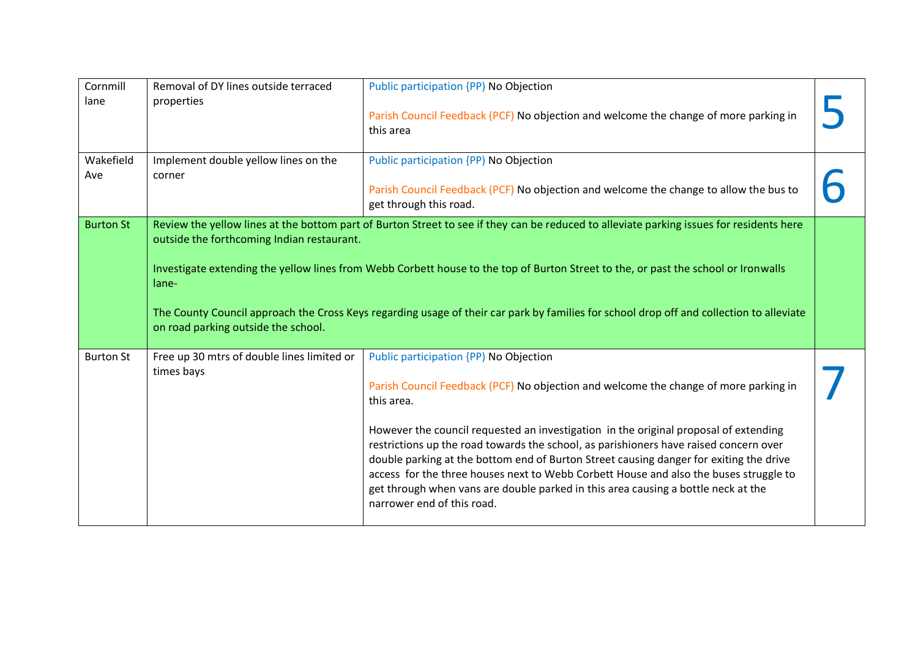| | | | |
|---|---|---|---|
| Cornmill lane | Removal of DY lines outside terraced properties | Public participation {PP} No Objection<br><br>Parish Council Feedback (PCF) No objection and welcome the change of more parking in this area | 5 |
| Wakefield Ave | Implement double yellow lines on the corner | Public participation {PP} No Objection<br><br>Parish Council Feedback (PCF) No objection and welcome the change to allow the bus to get through this road. | 6 |
| Burton St | Review the yellow lines at the bottom part of Burton Street to see if they can be reduced to alleviate parking issues for residents here outside the forthcoming Indian restaurant.<br><br>Investigate extending the yellow lines from Webb Corbett house to the top of Burton Street to the, or past the school or Ironwalls lane-<br><br>The County Council approach the Cross Keys regarding usage of their car park by families for school drop off and collection to alleviate on road parking outside the school. | | |
| Burton St | Free up 30 mtrs of double lines limited or times bays | Public participation {PP} No Objection<br><br>Parish Council Feedback (PCF) No objection and welcome the change of more parking in this area.<br><br>However the council requested an investigation in the original proposal of extending restrictions up the road towards the school, as parishioners have raised concern over double parking at the bottom end of Burton Street causing danger for exiting the drive access for the three houses next to Webb Corbett House and also the buses struggle to get through when vans are double parked in this area causing a bottle neck at the narrower end of this road. | 7 |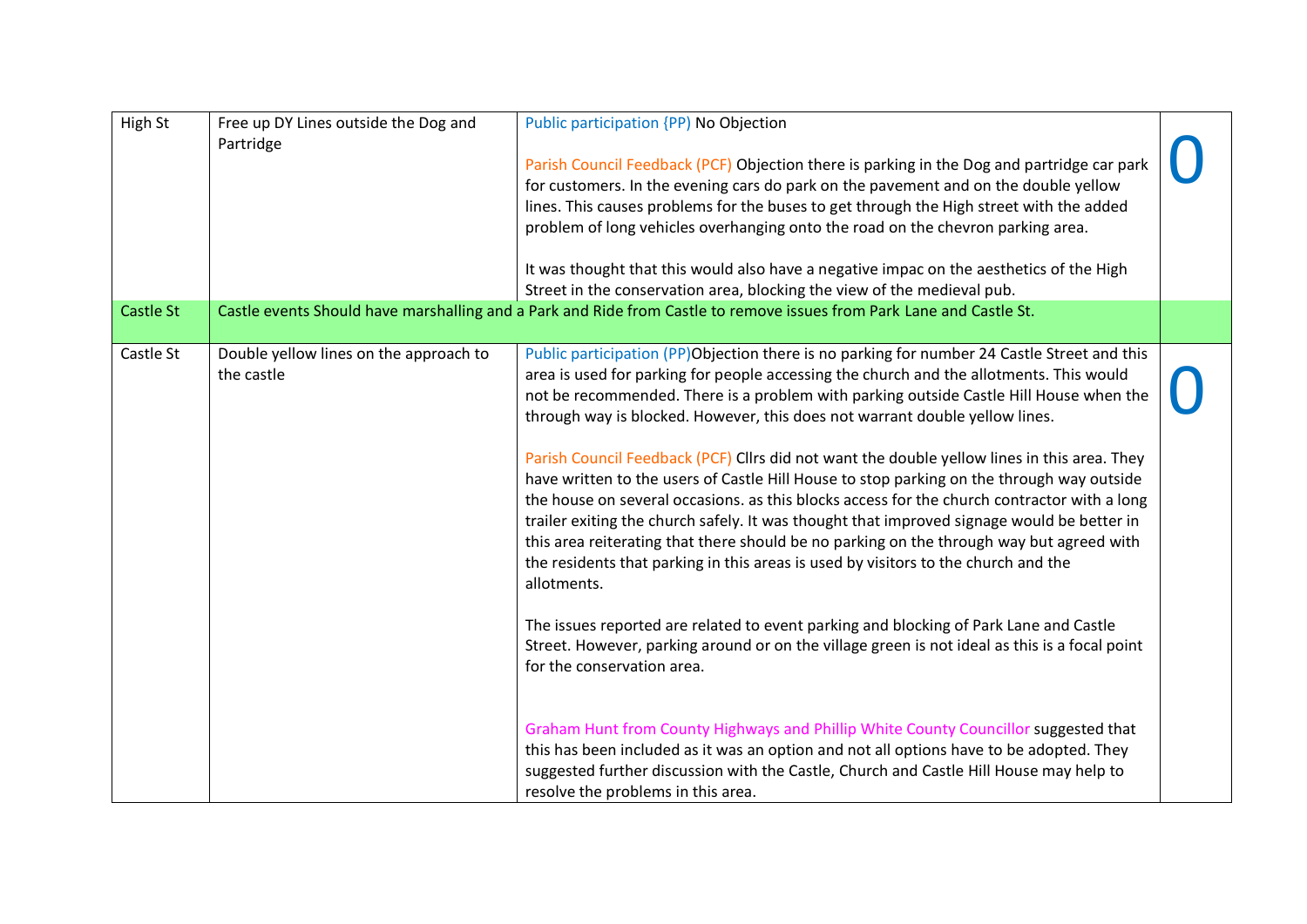| | | | |
|---|---|---|---|
| High St | Free up DY Lines outside the Dog and Partridge | Public participation {PP) No Objection<br><br>Parish Council Feedback (PCF) Objection there is parking in the Dog and partridge car park for customers. In the evening cars do park on the pavement and on the double yellow lines. This causes problems for the buses to get through the High street with the added problem of long vehicles overhanging onto the road on the chevron parking area.<br><br>It was thought that this would also have a negative impac on the aesthetics of the High Street in the conservation area, blocking the view of the medieval pub. | O |
| Castle St | Castle events Should have marshalling and a Park and Ride from Castle to remove issues from Park Lane and Castle St. | | |
| Castle St | Double yellow lines on the approach to the castle | Public participation (PP)Objection there is no parking for number 24 Castle Street and this area is used for parking for people accessing the church and the allotments. This would not be recommended. There is a problem with parking outside Castle Hill House when the through way is blocked. However, this does not warrant double yellow lines.<br><br>Parish Council Feedback (PCF) Cllrs did not want the double yellow lines in this area. They have written to the users of Castle Hill House to stop parking on the through way outside the house on several occasions. as this blocks access for the church contractor with a long trailer exiting the church safely. It was thought that improved signage would be better in this area reiterating that there should be no parking on the through way but agreed with the residents that parking in this areas is used by visitors to the church and the allotments.<br><br>The issues reported are related to event parking and blocking of Park Lane and Castle Street. However, parking around or on the village green is not ideal as this is a focal point for the conservation area.<br><br>Graham Hunt from County Highways and Phillip White County Councillor suggested that this has been included as it was an option and not all options have to be adopted. They suggested further discussion with the Castle, Church and Castle Hill House may help to resolve the problems in this area. | O |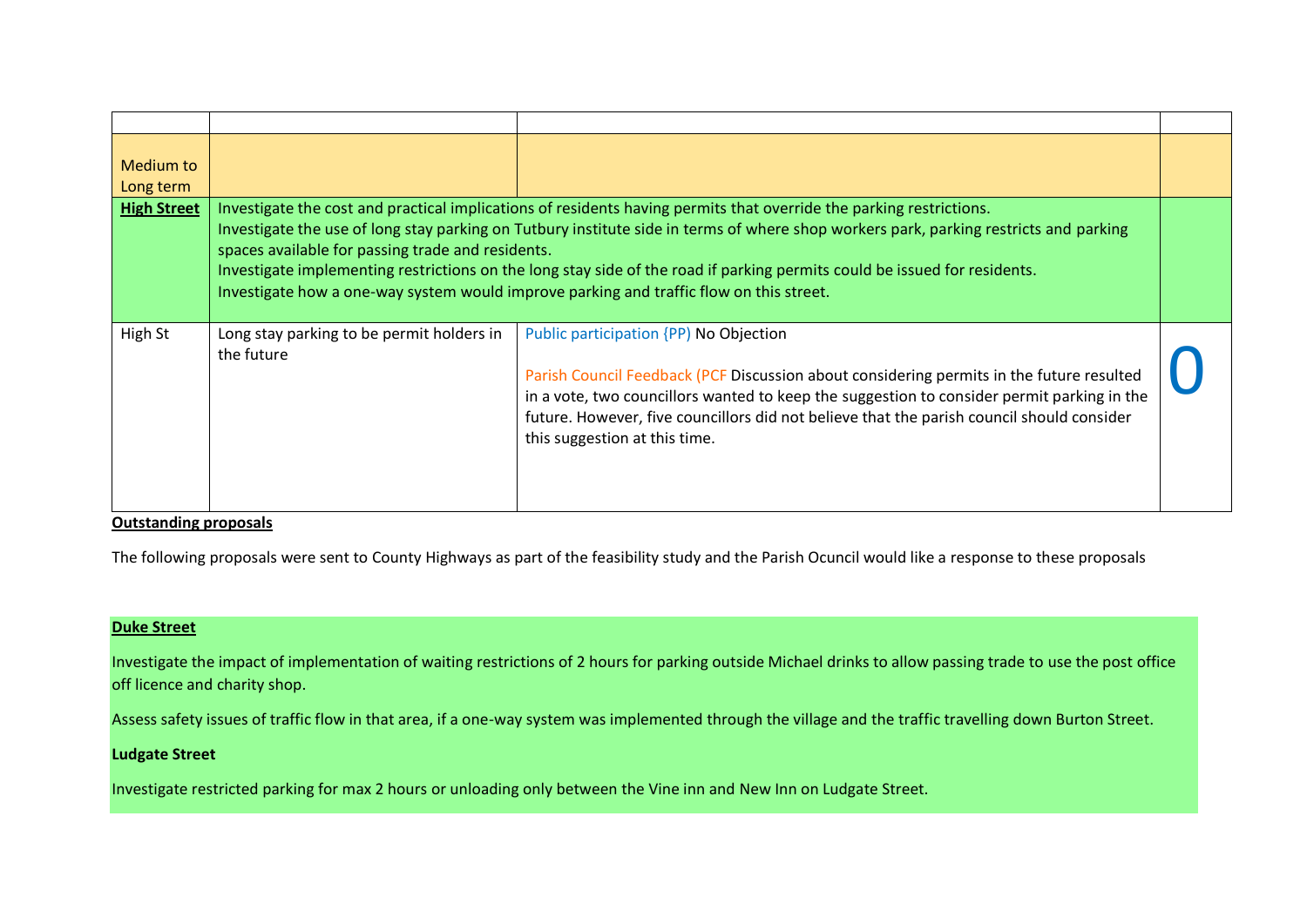| | | | |
|---|---|---|---|
| Medium to Long term | | | |
| **High Street** | Investigate the cost and practical implications of residents having permits that override the parking restrictions.<br>Investigate the use of long stay parking on Tutbury institute side in terms of where shop workers park, parking restricts and parking spaces available for passing trade and residents.<br>Investigate implementing restrictions on the long stay side of the road if parking permits could be issued for residents.<br>Investigate how a one-way system would improve parking and traffic flow on this street. | | |
| High St | Long stay parking to be permit holders in the future | Public participation {PP) No Objection<br><br>Parish Council Feedback (PCF Discussion about considering permits in the future resulted in a vote, two councillors wanted to keep the suggestion to consider permit parking in the future. However, five councillors did not believe that the parish council should consider this suggestion at this time. | 0 |

**Outstanding proposals**

The following proposals were sent to County Highways as part of the feasibility study and the Parish Ocuncil would like a response to these proposals

**Duke Street**

Investigate the impact of implementation of waiting restrictions of 2 hours for parking outside Michael drinks to allow passing trade to use the post office off licence and charity shop.

Assess safety issues of traffic flow in that area, if a one-way system was implemented through the village and the traffic travelling down Burton Street.

**Ludgate Street**

Investigate restricted parking for max 2 hours or unloading only between the Vine inn and New Inn on Ludgate Street.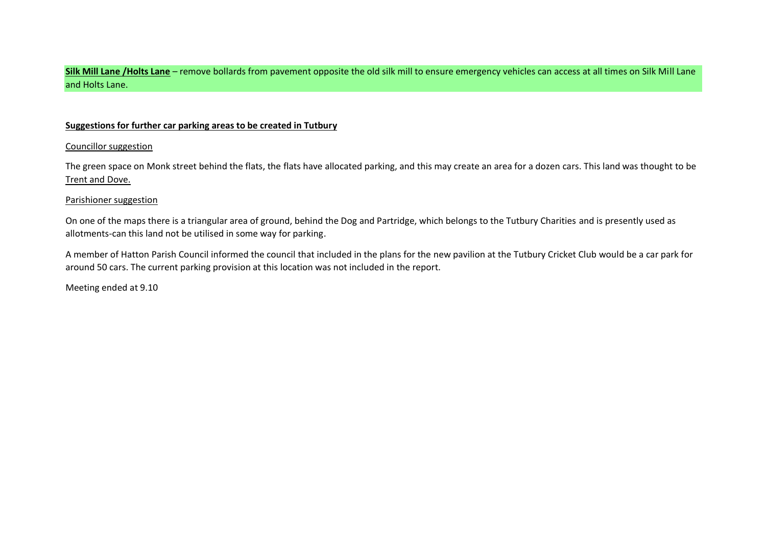**<u>Silk Mill Lane /Holts Lane</u>** – remove bollards from pavement opposite the old silk mill to ensure emergency vehicles can access at all times on Silk Mill Lane and Holts Lane.

**<u>Suggestions for further car parking areas to be created in Tutbury</u>**

<u>Councillor suggestion</u>

The green space on Monk street behind the flats, the flats have allocated parking, and this may create an area for a dozen cars. This land was thought to be <u>Trent and Dove.</u>

<u>Parishioner suggestion</u>

On one of the maps there is a triangular area of ground, behind the Dog and Partridge, which belongs to the Tutbury Charities and is presently used as allotments-can this land not be utilised in some way for parking.

A member of Hatton Parish Council informed the council that included in the plans for the new pavilion at the Tutbury Cricket Club would be a car park for around 50 cars. The current parking provision at this location was not included in the report.

Meeting ended at 9.10